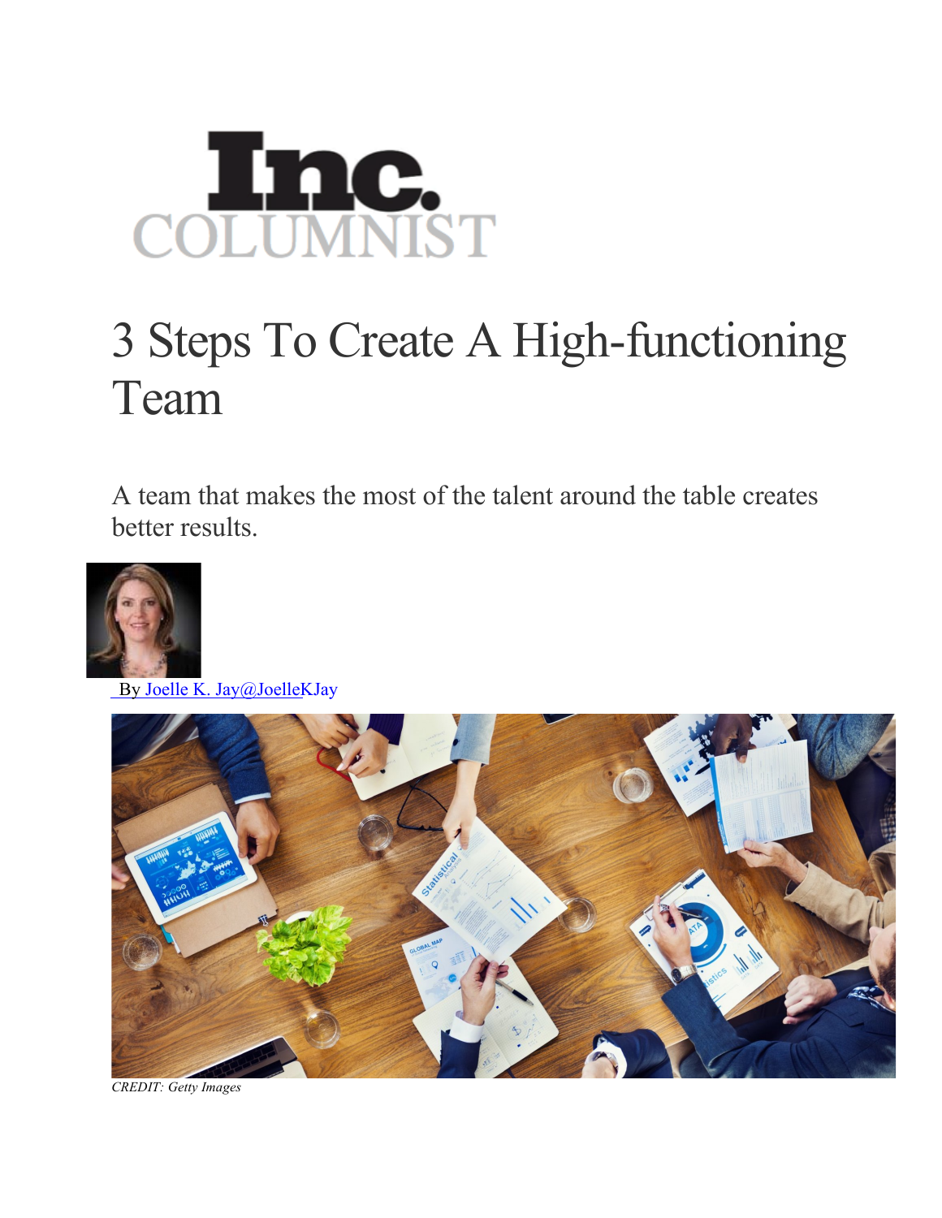Inc.
COLUMNIST

# 3 Steps To Create A High-functioning Team

A team that makes the most of the talent around the table creates better results.

By Joelle K. Jay@JoelleKJay

*CREDIT: Getty Images*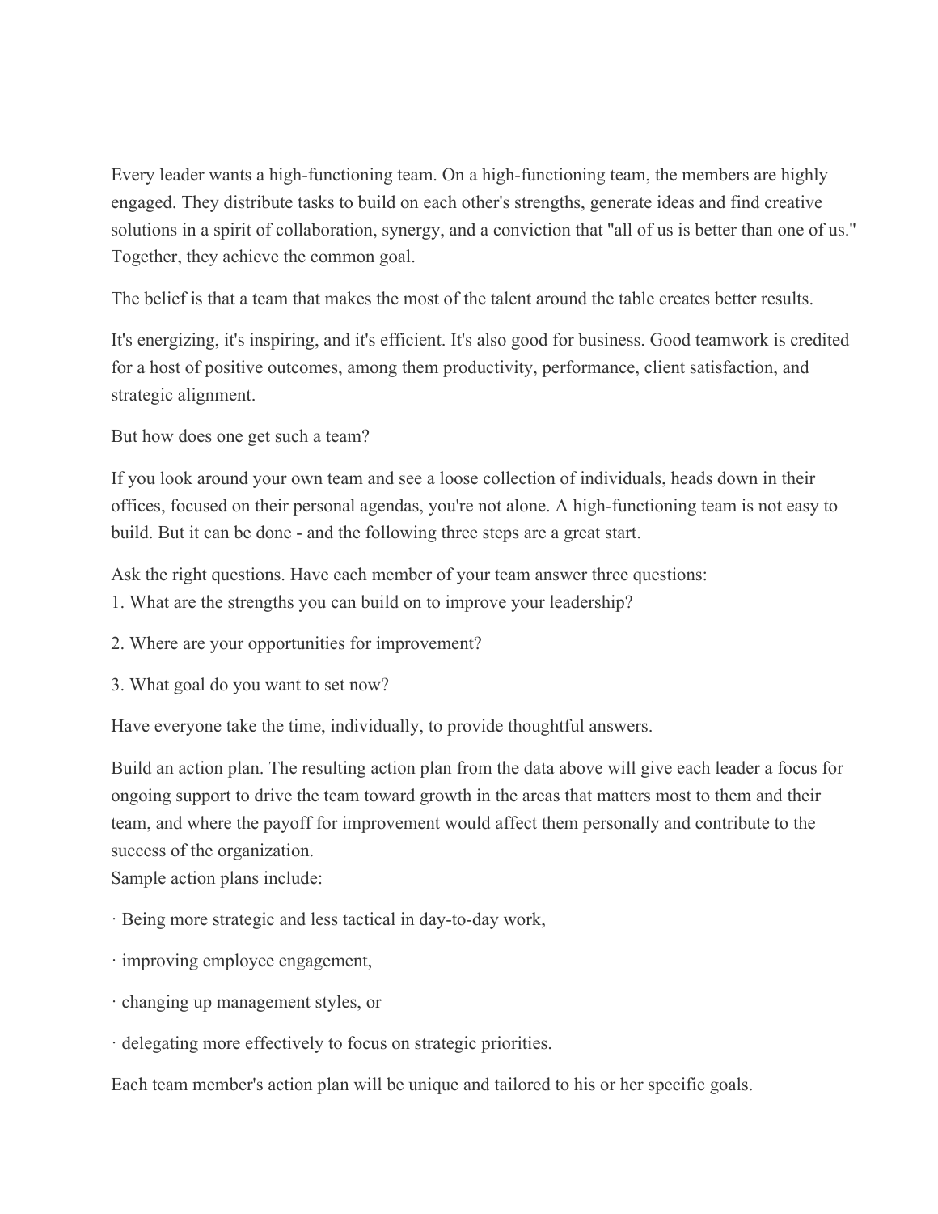Every leader wants a high-functioning team. On a high-functioning team, the members are highly engaged. They distribute tasks to build on each other's strengths, generate ideas and find creative solutions in a spirit of collaboration, synergy, and a conviction that "all of us is better than one of us." Together, they achieve the common goal.

The belief is that a team that makes the most of the talent around the table creates better results.

It's energizing, it's inspiring, and it's efficient. It's also good for business. Good teamwork is credited for a host of positive outcomes, among them productivity, performance, client satisfaction, and strategic alignment.

But how does one get such a team?

If you look around your own team and see a loose collection of individuals, heads down in their offices, focused on their personal agendas, you're not alone. A high-functioning team is not easy to build. But it can be done - and the following three steps are a great start.

Ask the right questions. Have each member of your team answer three questions:

1. What are the strengths you can build on to improve your leadership?

2. Where are your opportunities for improvement?

3. What goal do you want to set now?

Have everyone take the time, individually, to provide thoughtful answers.

Build an action plan. The resulting action plan from the data above will give each leader a focus for ongoing support to drive the team toward growth in the areas that matters most to them and their team, and where the payoff for improvement would affect them personally and contribute to the success of the organization.

Sample action plans include:

· Being more strategic and less tactical in day-to-day work,

· improving employee engagement,

· changing up management styles, or

· delegating more effectively to focus on strategic priorities.

Each team member's action plan will be unique and tailored to his or her specific goals.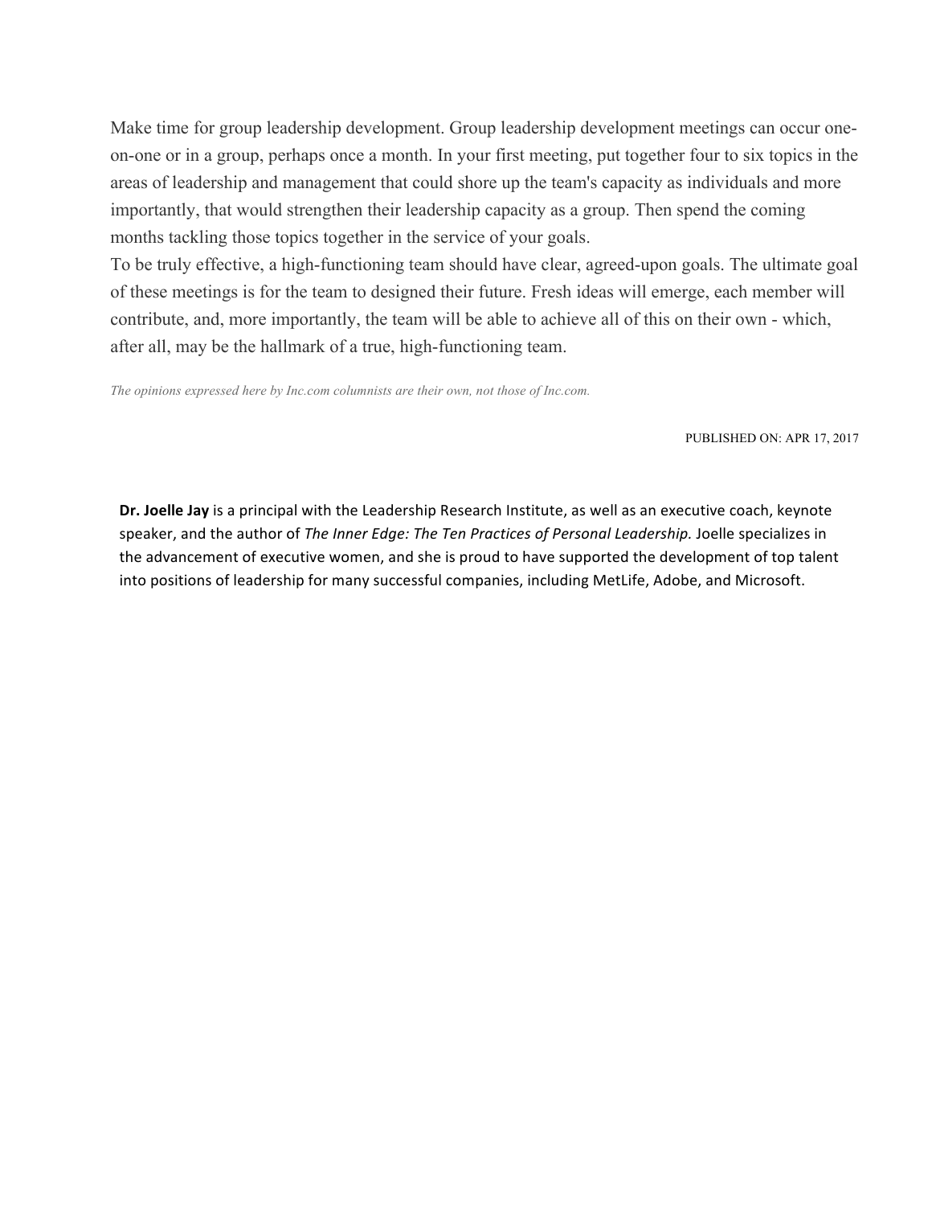Make time for group leadership development. Group leadership development meetings can occur one-on-one or in a group, perhaps once a month. In your first meeting, put together four to six topics in the areas of leadership and management that could shore up the team's capacity as individuals and more importantly, that would strengthen their leadership capacity as a group. Then spend the coming months tackling those topics together in the service of your goals.

To be truly effective, a high-functioning team should have clear, agreed-upon goals. The ultimate goal of these meetings is for the team to designed their future. Fresh ideas will emerge, each member will contribute, and, more importantly, the team will be able to achieve all of this on their own - which, after all, may be the hallmark of a true, high-functioning team.

*The opinions expressed here by Inc.com columnists are their own, not those of Inc.com.*

PUBLISHED ON: APR 17, 2017

**Dr. Joelle Jay** is a principal with the Leadership Research Institute, as well as an executive coach, keynote speaker, and the author of *The Inner Edge: The Ten Practices of Personal Leadership.* Joelle specializes in the advancement of executive women, and she is proud to have supported the development of top talent into positions of leadership for many successful companies, including MetLife, Adobe, and Microsoft.